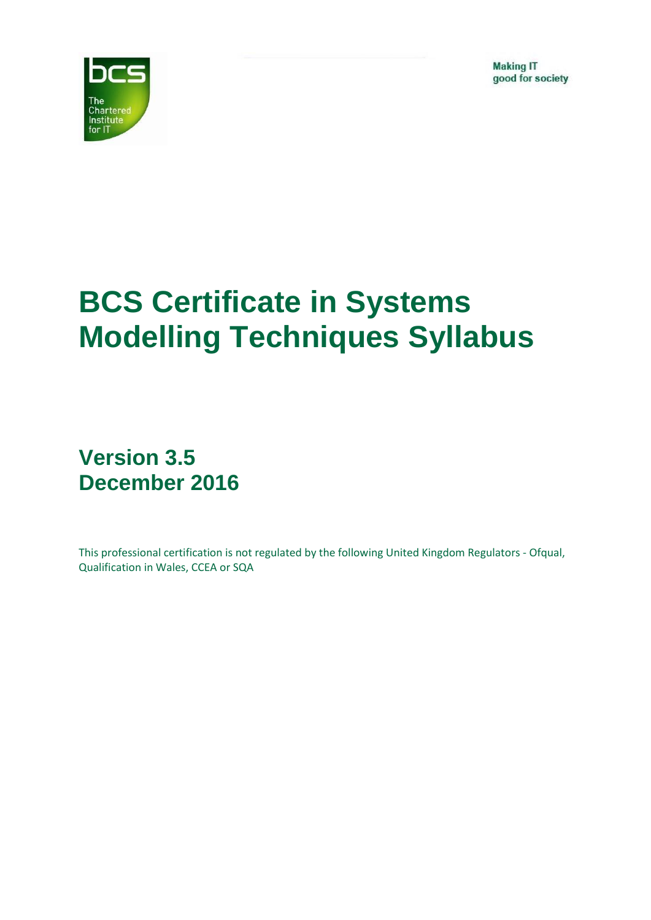Making IT
good for society

# BCS Certificate in Systems Modelling Techniques Syllabus

## Version 3.5
## December 2016

This professional certification is not regulated by the following United Kingdom Regulators - Ofqual, Qualification in Wales, CCEA or SQA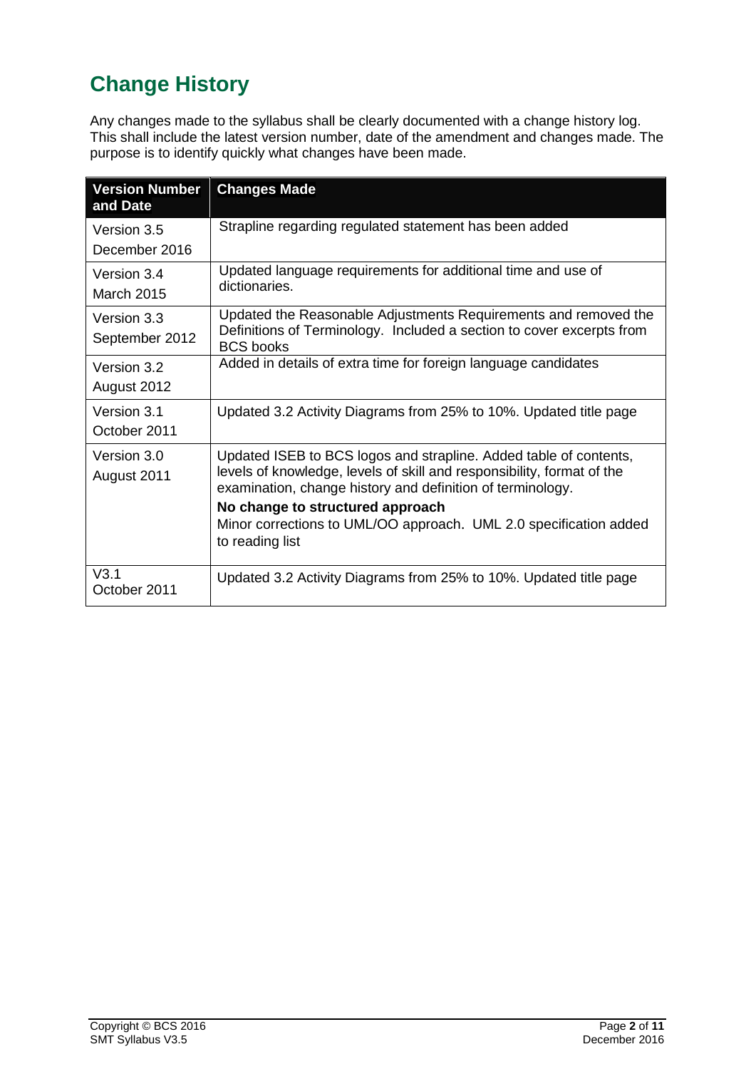# Change History

Any changes made to the syllabus shall be clearly documented with a change history log. This shall include the latest version number, date of the amendment and changes made. The purpose is to identify quickly what changes have been made.

| Version Number and Date | Changes Made |
|---|---|
| Version 3.5 December 2016 | Strapline regarding regulated statement has been added |
| Version 3.4 March 2015 | Updated language requirements for additional time and use of dictionaries. |
| Version 3.3 September 2012 | Updated the Reasonable Adjustments Requirements and removed the Definitions of Terminology. Included a section to cover excerpts from BCS books |
| Version 3.2 August 2012 | Added in details of extra time for foreign language candidates |
| Version 3.1 October 2011 | Updated 3.2 Activity Diagrams from 25% to 10%. Updated title page |
| Version 3.0 August 2011 | Updated ISEB to BCS logos and strapline. Added table of contents, levels of knowledge, levels of skill and responsibility, format of the examination, change history and definition of terminology. **No change to structured approach** Minor corrections to UML/OO approach. UML 2.0 specification added to reading list |
| V3.1 October 2011 | Updated 3.2 Activity Diagrams from 25% to 10%. Updated title page |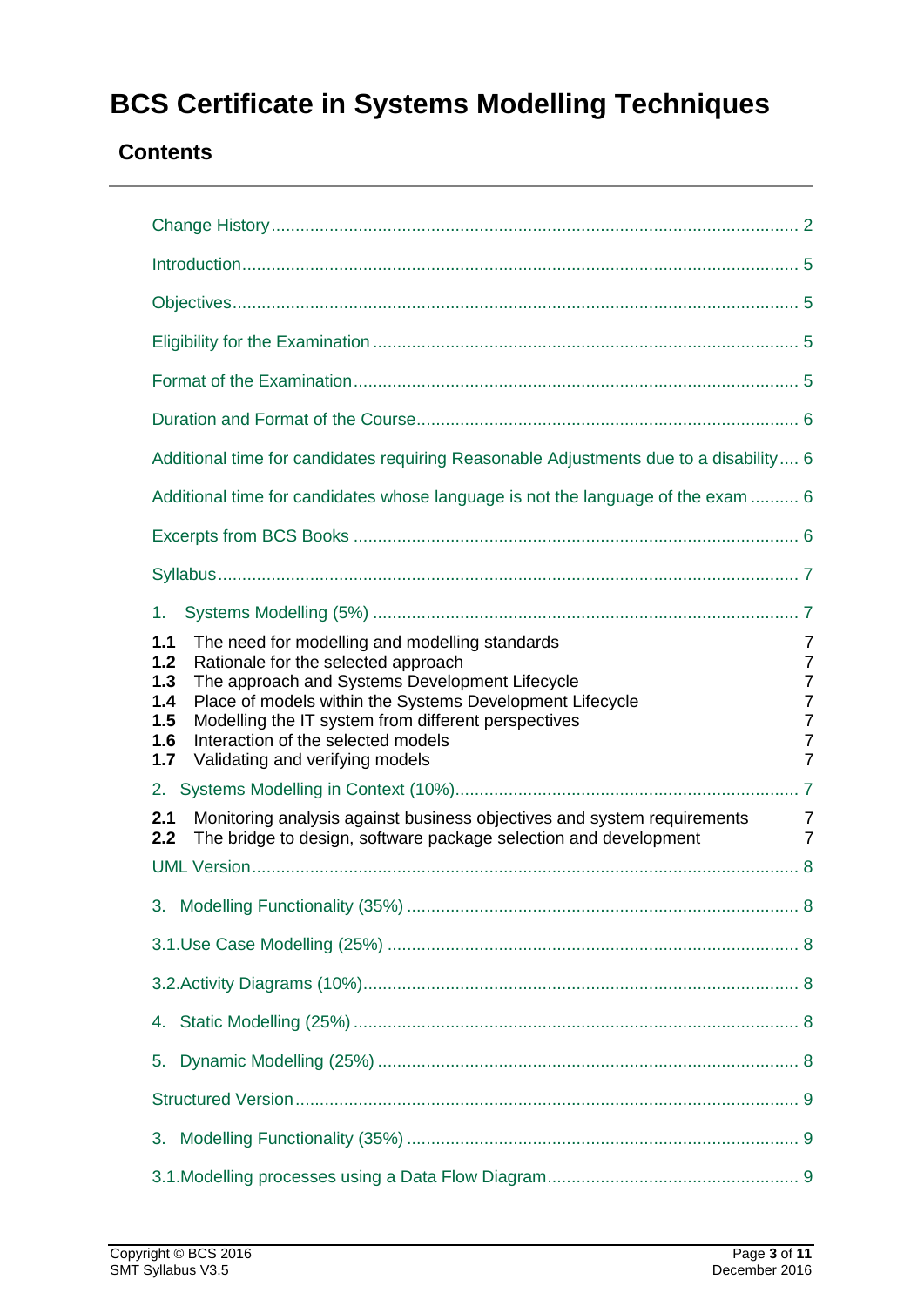# BCS Certificate in Systems Modelling Techniques

## Contents

Change History ... 2

Introduction ... 5

Objectives ... 5

Eligibility for the Examination ... 5

Format of the Examination ... 5

Duration and Format of the Course ... 6

Additional time for candidates requiring Reasonable Adjustments due to a disability ... 6

Additional time for candidates whose language is not the language of the exam ... 6

Excerpts from BCS Books ... 6

Syllabus ... 7

1. Systems Modelling (5%) ... 7

**1.1** The need for modelling and modelling standards 7
**1.2** Rationale for the selected approach 7
**1.3** The approach and Systems Development Lifecycle 7
**1.4** Place of models within the Systems Development Lifecycle 7
**1.5** Modelling the IT system from different perspectives 7
**1.6** Interaction of the selected models 7
**1.7** Validating and verifying models 7

2. Systems Modelling in Context (10%) ... 7

**2.1** Monitoring analysis against business objectives and system requirements 7
**2.2** The bridge to design, software package selection and development 7

UML Version ... 8

3. Modelling Functionality (35%) ... 8

3.1. Use Case Modelling (25%) ... 8

3.2. Activity Diagrams (10%) ... 8

4. Static Modelling (25%) ... 8

5. Dynamic Modelling (25%) ... 8

Structured Version ... 9

3. Modelling Functionality (35%) ... 9

3.1. Modelling processes using a Data Flow Diagram ... 9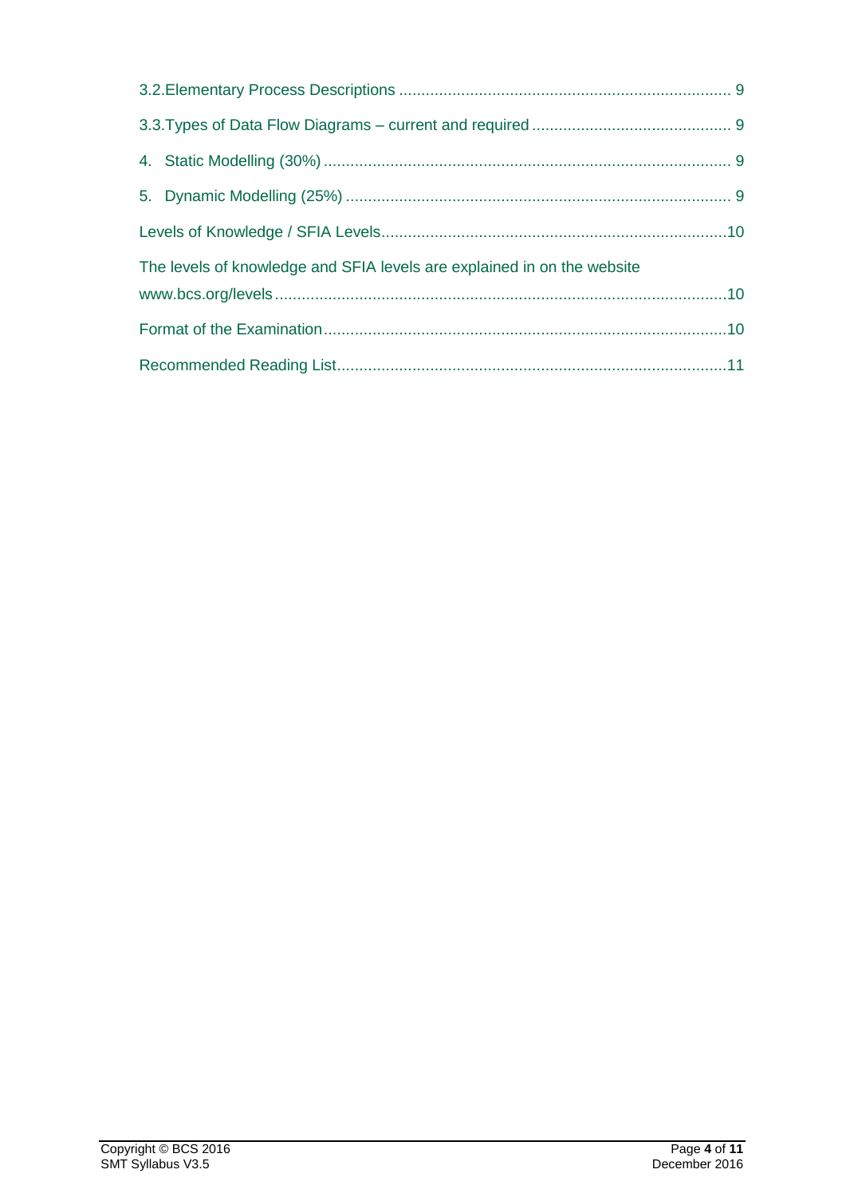3.2. Elementary Process Descriptions ........................................................................... 9

3.3. Types of Data Flow Diagrams – current and required ............................................. 9

4. Static Modelling (30%) ............................................................................................ 9

5. Dynamic Modelling (25%) ....................................................................................... 9

Levels of Knowledge / SFIA Levels..............................................................................10

The levels of knowledge and SFIA levels are explained in on the website www.bcs.org/levels ......................................................................................................10

Format of the Examination...........................................................................................10

Recommended Reading List........................................................................................11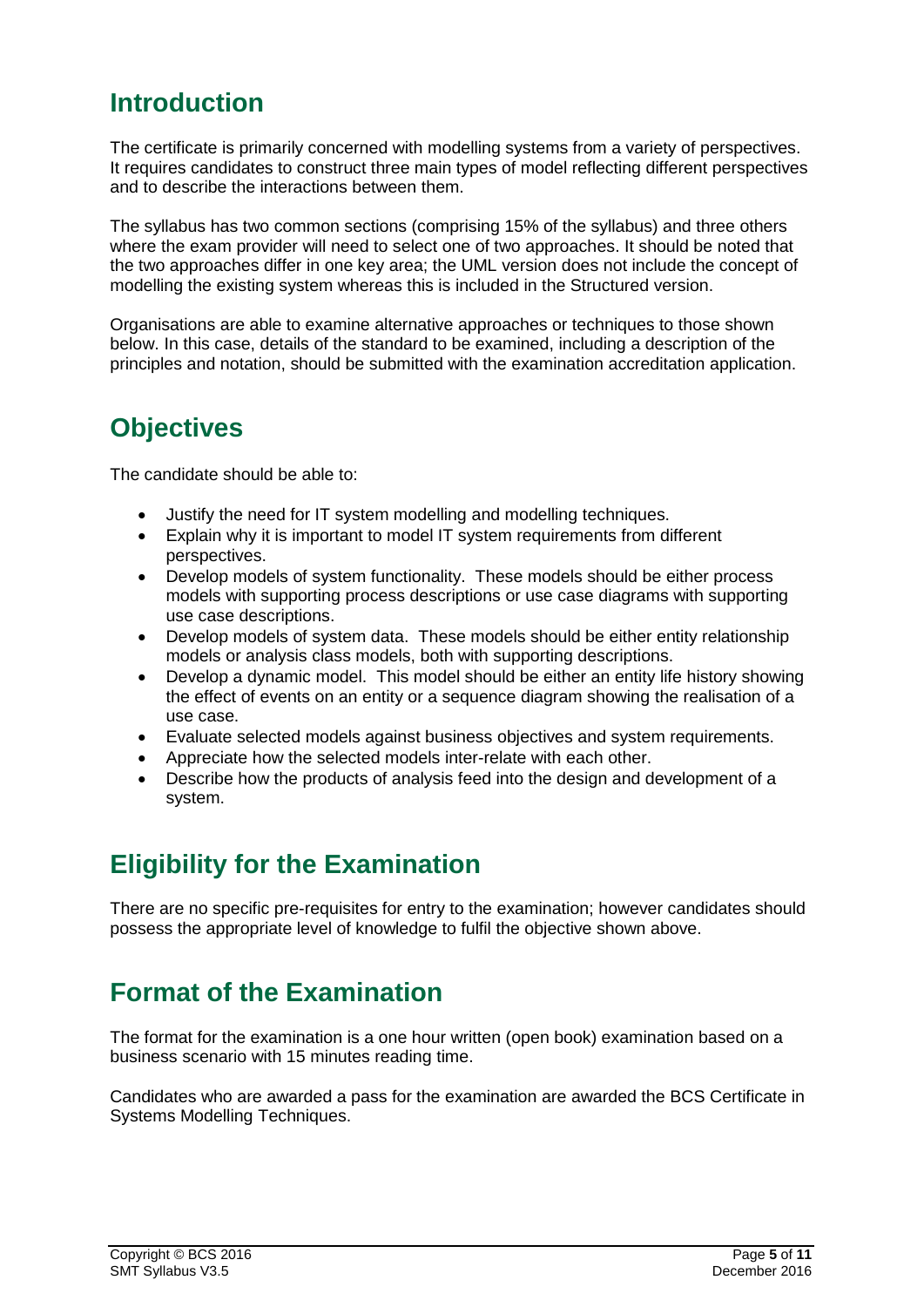## Introduction

The certificate is primarily concerned with modelling systems from a variety of perspectives. It requires candidates to construct three main types of model reflecting different perspectives and to describe the interactions between them.

The syllabus has two common sections (comprising 15% of the syllabus) and three others where the exam provider will need to select one of two approaches. It should be noted that the two approaches differ in one key area; the UML version does not include the concept of modelling the existing system whereas this is included in the Structured version.

Organisations are able to examine alternative approaches or techniques to those shown below. In this case, details of the standard to be examined, including a description of the principles and notation, should be submitted with the examination accreditation application.

## Objectives

The candidate should be able to:

- Justify the need for IT system modelling and modelling techniques.
- Explain why it is important to model IT system requirements from different perspectives.
- Develop models of system functionality. These models should be either process models with supporting process descriptions or use case diagrams with supporting use case descriptions.
- Develop models of system data. These models should be either entity relationship models or analysis class models, both with supporting descriptions.
- Develop a dynamic model. This model should be either an entity life history showing the effect of events on an entity or a sequence diagram showing the realisation of a use case.
- Evaluate selected models against business objectives and system requirements.
- Appreciate how the selected models inter-relate with each other.
- Describe how the products of analysis feed into the design and development of a system.

## Eligibility for the Examination

There are no specific pre-requisites for entry to the examination; however candidates should possess the appropriate level of knowledge to fulfil the objective shown above.

## Format of the Examination

The format for the examination is a one hour written (open book) examination based on a business scenario with 15 minutes reading time.

Candidates who are awarded a pass for the examination are awarded the BCS Certificate in Systems Modelling Techniques.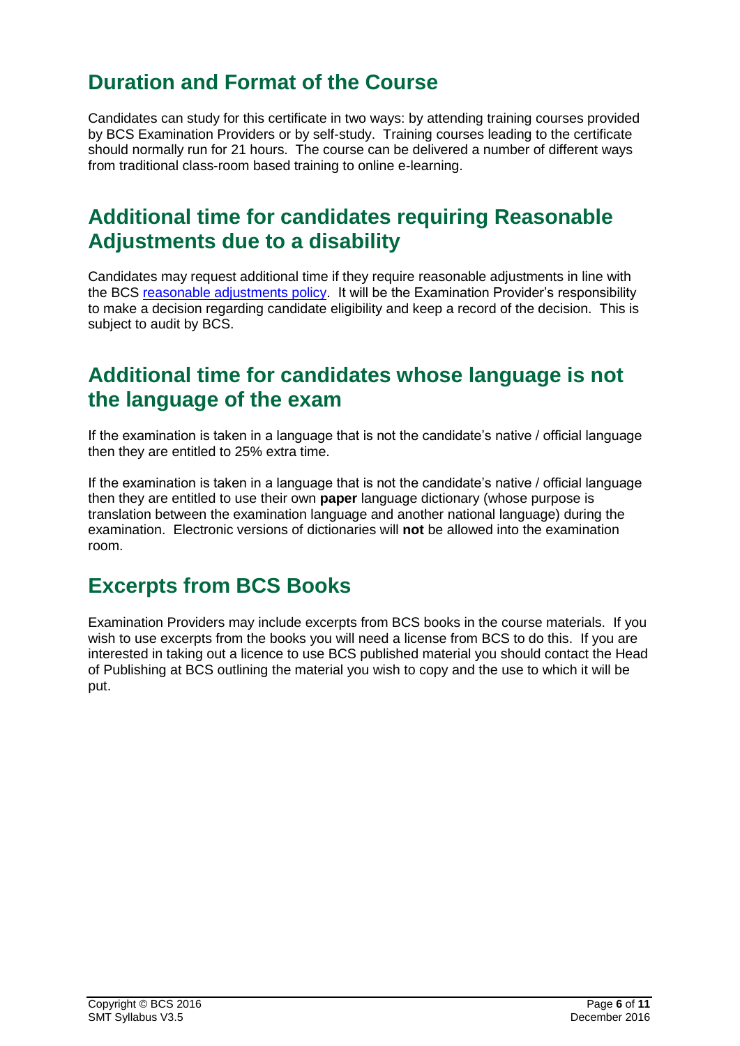## Duration and Format of the Course

Candidates can study for this certificate in two ways: by attending training courses provided by BCS Examination Providers or by self-study. Training courses leading to the certificate should normally run for 21 hours. The course can be delivered a number of different ways from traditional class-room based training to online e-learning.

## Additional time for candidates requiring Reasonable Adjustments due to a disability

Candidates may request additional time if they require reasonable adjustments in line with the BCS reasonable adjustments policy. It will be the Examination Provider's responsibility to make a decision regarding candidate eligibility and keep a record of the decision. This is subject to audit by BCS.

## Additional time for candidates whose language is not the language of the exam

If the examination is taken in a language that is not the candidate's native / official language then they are entitled to 25% extra time.

If the examination is taken in a language that is not the candidate's native / official language then they are entitled to use their own **paper** language dictionary (whose purpose is translation between the examination language and another national language) during the examination. Electronic versions of dictionaries will **not** be allowed into the examination room.

## Excerpts from BCS Books

Examination Providers may include excerpts from BCS books in the course materials. If you wish to use excerpts from the books you will need a license from BCS to do this. If you are interested in taking out a licence to use BCS published material you should contact the Head of Publishing at BCS outlining the material you wish to copy and the use to which it will be put.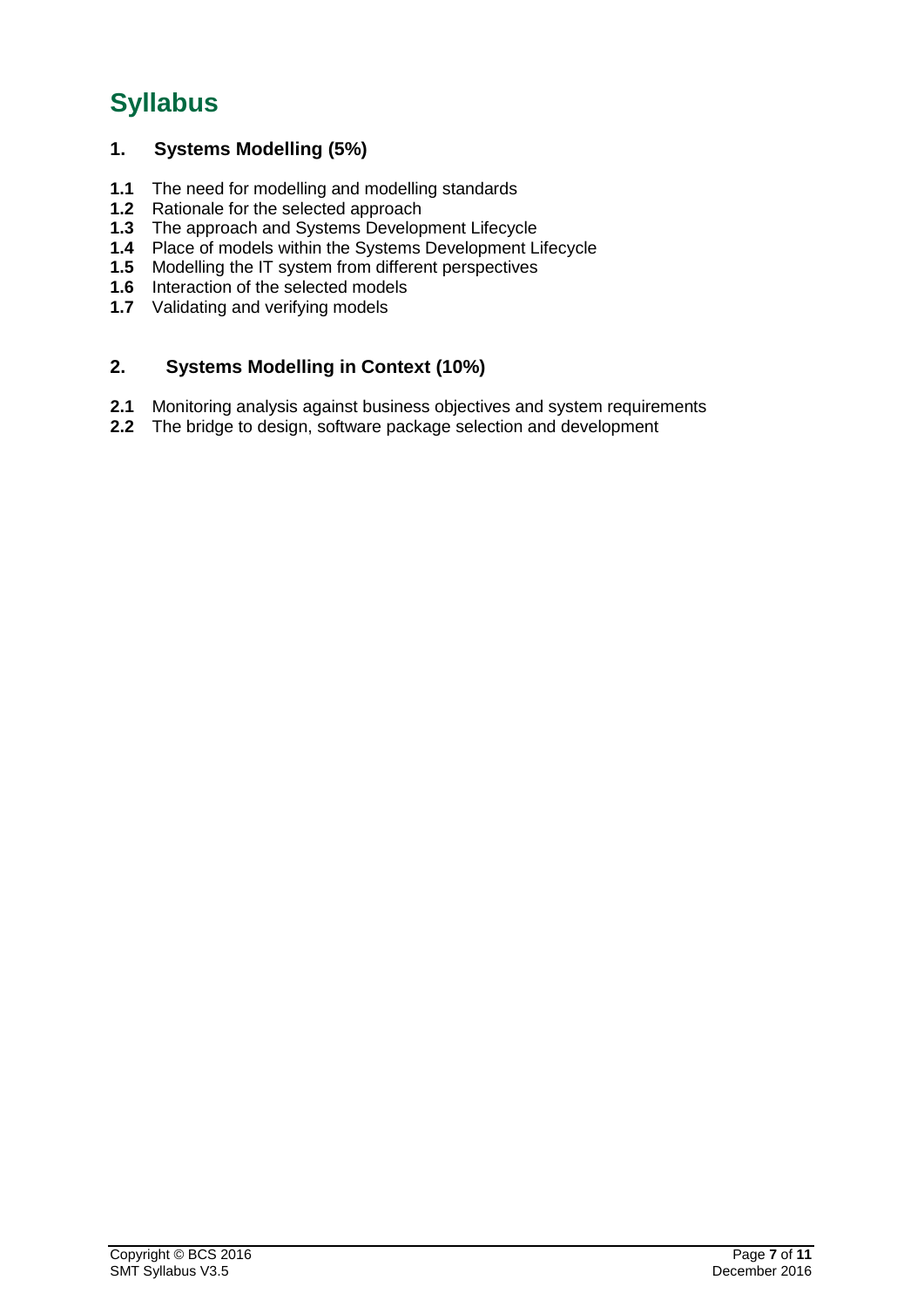# Syllabus

## 1. Systems Modelling (5%)

**1.1** The need for modelling and modelling standards
**1.2** Rationale for the selected approach
**1.3** The approach and Systems Development Lifecycle
**1.4** Place of models within the Systems Development Lifecycle
**1.5** Modelling the IT system from different perspectives
**1.6** Interaction of the selected models
**1.7** Validating and verifying models

## 2. Systems Modelling in Context (10%)

**2.1** Monitoring analysis against business objectives and system requirements
**2.2** The bridge to design, software package selection and development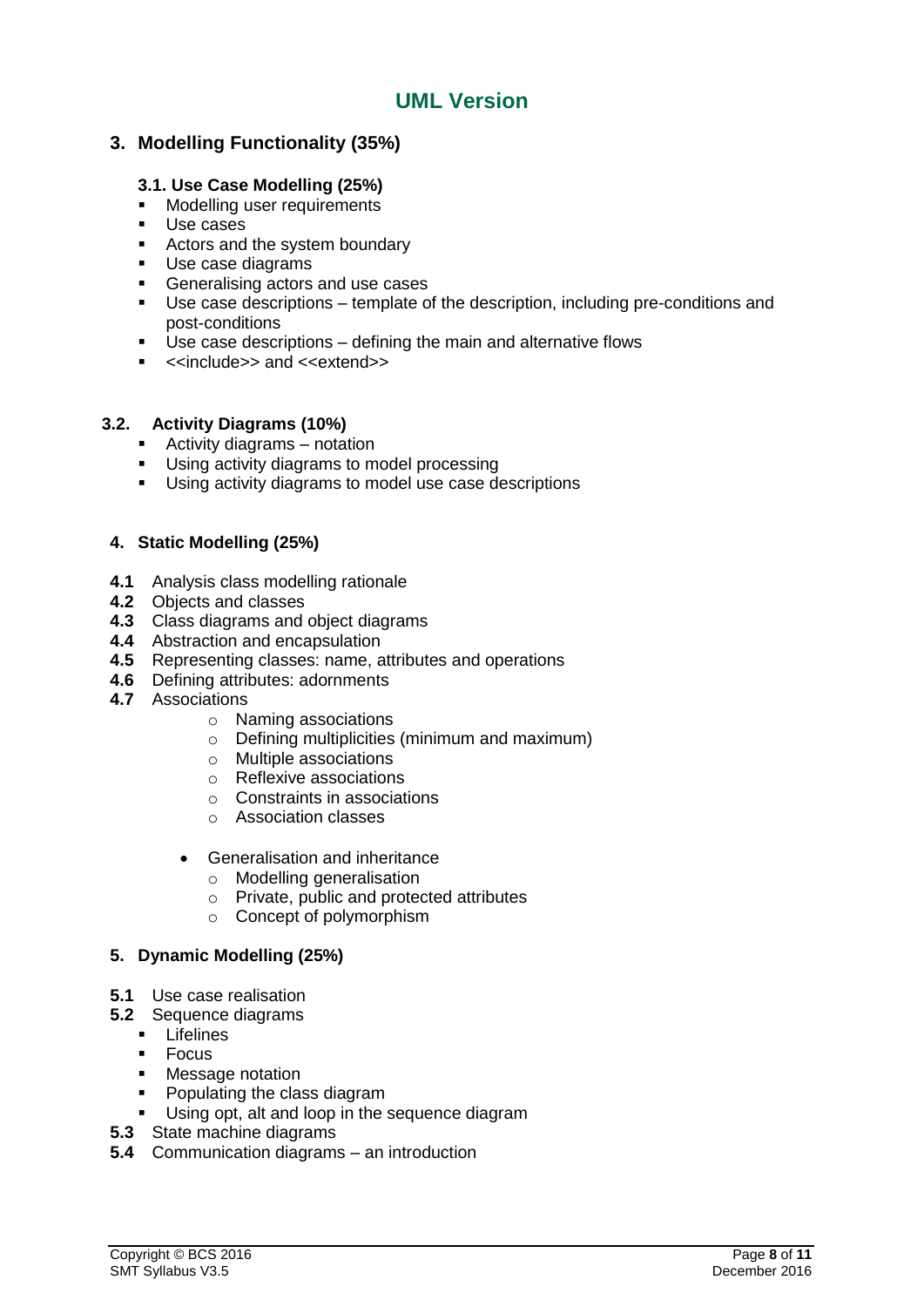## UML Version

### 3. Modelling Functionality (35%)

#### 3.1. Use Case Modelling (25%)

- Modelling user requirements
- Use cases
- Actors and the system boundary
- Use case diagrams
- Generalising actors and use cases
- Use case descriptions – template of the description, including pre-conditions and post-conditions
- Use case descriptions – defining the main and alternative flows
- <<include>> and <<extend>>

#### 3.2. Activity Diagrams (10%)

- Activity diagrams – notation
- Using activity diagrams to model processing
- Using activity diagrams to model use case descriptions

### 4. Static Modelling (25%)

**4.1** Analysis class modelling rationale
**4.2** Objects and classes
**4.3** Class diagrams and object diagrams
**4.4** Abstraction and encapsulation
**4.5** Representing classes: name, attributes and operations
**4.6** Defining attributes: adornments
**4.7** Associations

- Naming associations
- Defining multiplicities (minimum and maximum)
- Multiple associations
- Reflexive associations
- Constraints in associations
- Association classes

- Generalisation and inheritance
  - Modelling generalisation
  - Private, public and protected attributes
  - Concept of polymorphism

### 5. Dynamic Modelling (25%)

**5.1** Use case realisation
**5.2** Sequence diagrams

- Lifelines
- Focus
- Message notation
- Populating the class diagram
- Using opt, alt and loop in the sequence diagram

**5.3** State machine diagrams
**5.4** Communication diagrams – an introduction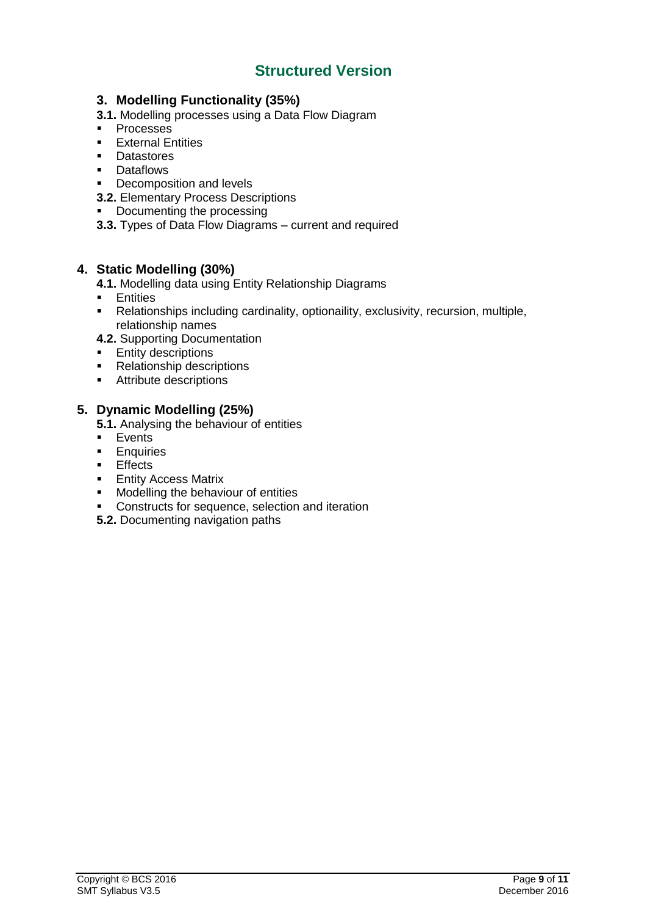## Structured Version

### 3. Modelling Functionality (35%)

**3.1.** Modelling processes using a Data Flow Diagram

- Processes
- External Entities
- Datastores
- Dataflows
- Decomposition and levels

**3.2.** Elementary Process Descriptions

- Documenting the processing

**3.3.** Types of Data Flow Diagrams – current and required

### 4. Static Modelling (30%)

**4.1.** Modelling data using Entity Relationship Diagrams

- Entities
- Relationships including cardinality, optionaility, exclusivity, recursion, multiple, relationship names

**4.2.** Supporting Documentation

- Entity descriptions
- Relationship descriptions
- Attribute descriptions

### 5. Dynamic Modelling (25%)

**5.1.** Analysing the behaviour of entities

- Events
- Enquiries
- Effects
- Entity Access Matrix
- Modelling the behaviour of entities
- Constructs for sequence, selection and iteration

**5.2.** Documenting navigation paths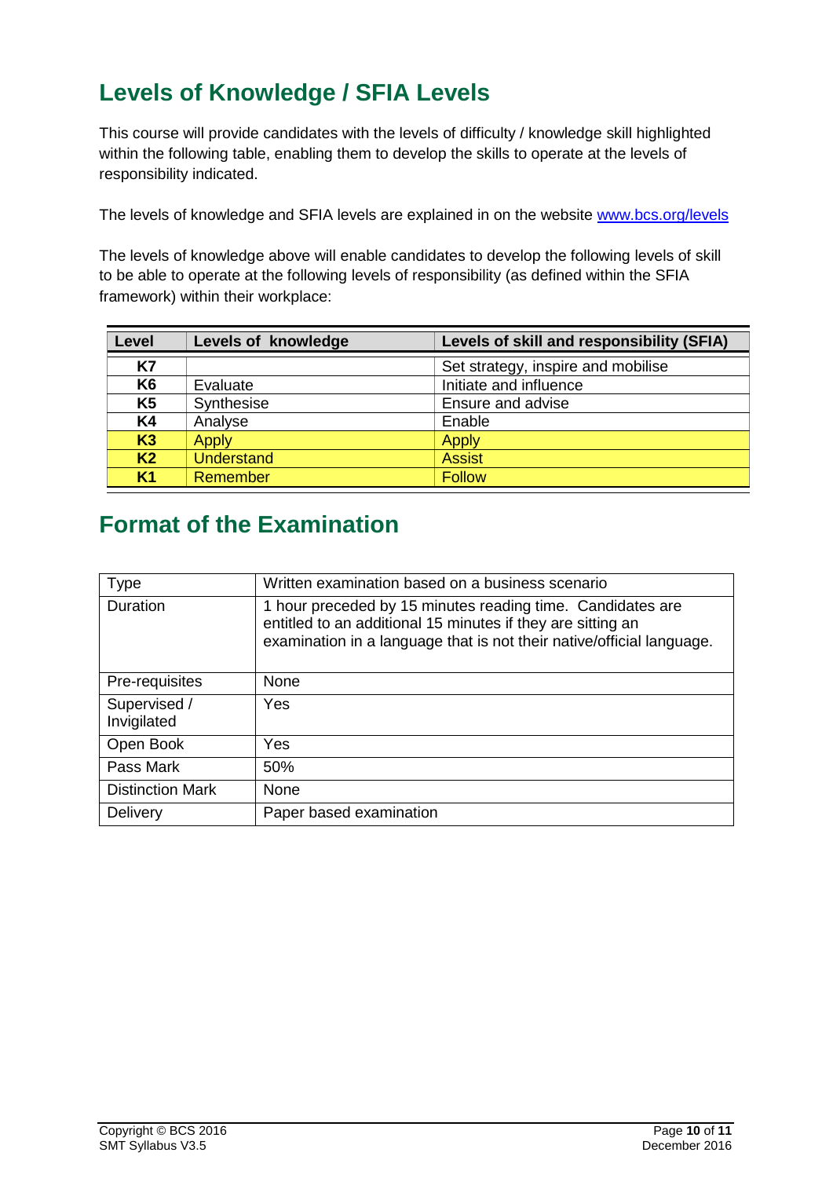## Levels of Knowledge / SFIA Levels

This course will provide candidates with the levels of difficulty / knowledge skill highlighted within the following table, enabling them to develop the skills to operate at the levels of responsibility indicated.

The levels of knowledge and SFIA levels are explained in on the website [www.bcs.org/levels](www.bcs.org/levels)

The levels of knowledge above will enable candidates to develop the following levels of skill to be able to operate at the following levels of responsibility (as defined within the SFIA framework) within their workplace:

| Level | Levels of knowledge | Levels of skill and responsibility (SFIA) |
|---|---|---|
| **K7** | | Set strategy, inspire and mobilise |
| **K6** | Evaluate | Initiate and influence |
| **K5** | Synthesise | Ensure and advise |
| **K4** | Analyse | Enable |
| **K3** | Apply | Apply |
| **K2** | Understand | Assist |
| **K1** | Remember | Follow |

## Format of the Examination

| Type | Written examination based on a business scenario |
|---|---|
| Duration | 1 hour preceded by 15 minutes reading time. Candidates are entitled to an additional 15 minutes if they are sitting an examination in a language that is not their native/official language. |
| Pre-requisites | None |
| Supervised / Invigilated | Yes |
| Open Book | Yes |
| Pass Mark | 50% |
| Distinction Mark | None |
| Delivery | Paper based examination |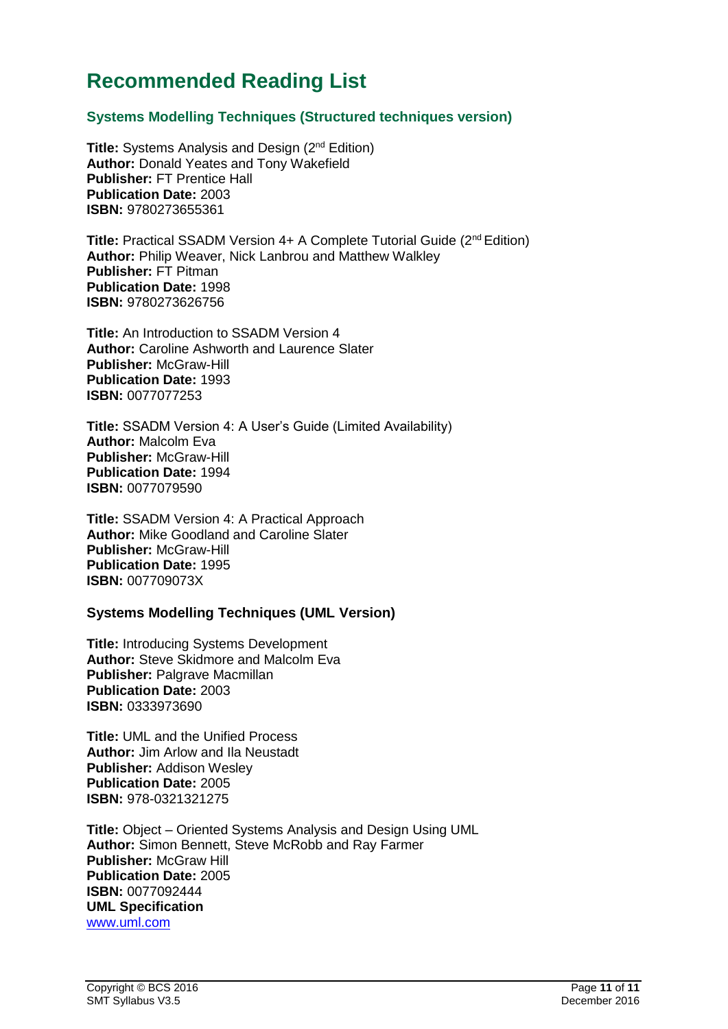# Recommended Reading List

## Systems Modelling Techniques (Structured techniques version)

**Title:** Systems Analysis and Design (2nd Edition)
**Author:** Donald Yeates and Tony Wakefield
**Publisher:** FT Prentice Hall
**Publication Date:** 2003
**ISBN:** 9780273655361

**Title:** Practical SSADM Version 4+ A Complete Tutorial Guide (2nd Edition)
**Author:** Philip Weaver, Nick Lanbrou and Matthew Walkley
**Publisher:** FT Pitman
**Publication Date:** 1998
**ISBN:** 9780273626756

**Title:** An Introduction to SSADM Version 4
**Author:** Caroline Ashworth and Laurence Slater
**Publisher:** McGraw-Hill
**Publication Date:** 1993
**ISBN:** 0077077253

**Title:** SSADM Version 4: A User's Guide (Limited Availability)
**Author:** Malcolm Eva
**Publisher:** McGraw-Hill
**Publication Date:** 1994
**ISBN:** 0077079590

**Title:** SSADM Version 4: A Practical Approach
**Author:** Mike Goodland and Caroline Slater
**Publisher:** McGraw-Hill
**Publication Date:** 1995
**ISBN:** 007709073X

### Systems Modelling Techniques (UML Version)

**Title:** Introducing Systems Development
**Author:** Steve Skidmore and Malcolm Eva
**Publisher:** Palgrave Macmillan
**Publication Date:** 2003
**ISBN:** 0333973690

**Title:** UML and the Unified Process
**Author:** Jim Arlow and Ila Neustadt
**Publisher:** Addison Wesley
**Publication Date:** 2005
**ISBN:** 978-0321321275

**Title:** Object – Oriented Systems Analysis and Design Using UML
**Author:** Simon Bennett, Steve McRobb and Ray Farmer
**Publisher:** McGraw Hill
**Publication Date:** 2005
**ISBN:** 0077092444
**UML Specification**
[www.uml.com](http://www.uml.com)